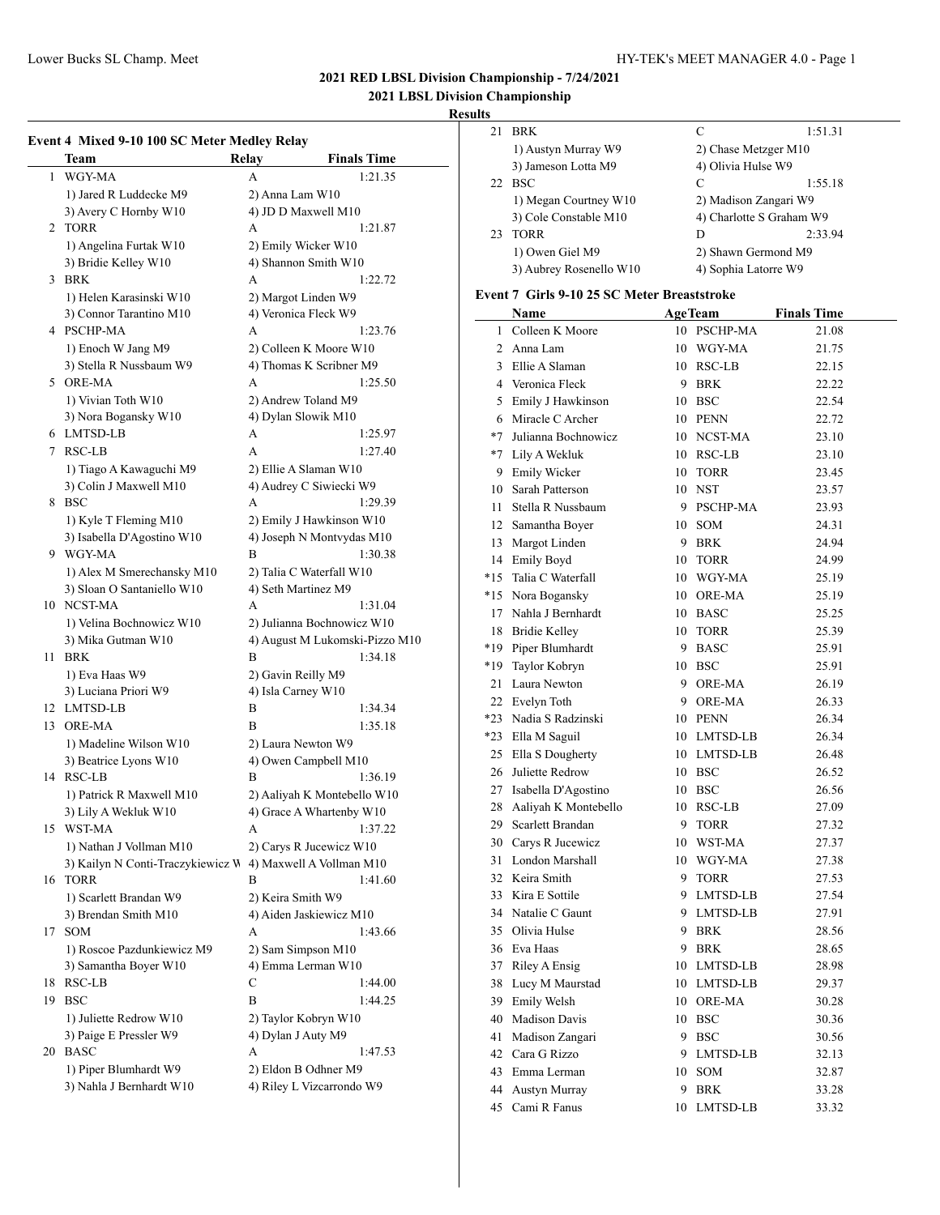# 2021 RED LBSL Division Championship - 7/24/2021

## 2021 LBSL Division Championship

### Results

**Event 4 Mixed 9-10 100 SC Meter Medley Relay**

| | Team | Relay | Finals Time |
|---|---|---|---|
| 1 | WGY-MA | A | 1:21.35 |
| | 1) Jared R Luddecke M9 | 2) Anna Lam W10 | |
| | 3) Avery C Hornby W10 | 4) JD D Maxwell M10 | |
| 2 | TORR | A | 1:21.87 |
| | 1) Angelina Furtak W10 | 2) Emily Wicker W10 | |
| | 3) Bridie Kelley W10 | 4) Shannon Smith W10 | |
| 3 | BRK | A | 1:22.72 |
| | 1) Helen Karasinski W10 | 2) Margot Linden W9 | |
| | 3) Connor Tarantino M10 | 4) Veronica Fleck W9 | |
| 4 | PSCHP-MA | A | 1:23.76 |
| | 1) Enoch W Jang M9 | 2) Colleen K Moore W10 | |
| | 3) Stella R Nussbaum W9 | 4) Thomas K Scribner M9 | |
| 5 | ORE-MA | A | 1:25.50 |
| | 1) Vivian Toth W10 | 2) Andrew Toland M9 | |
| | 3) Nora Bogansky W10 | 4) Dylan Slowik M10 | |
| 6 | LMTSD-LB | A | 1:25.97 |
| 7 | RSC-LB | A | 1:27.40 |
| | 1) Tiago A Kawaguchi M9 | 2) Ellie A Slaman W10 | |
| | 3) Colin J Maxwell M10 | 4) Audrey C Siwiecki W9 | |
| 8 | BSC | A | 1:29.39 |
| | 1) Kyle T Fleming M10 | 2) Emily J Hawkinson W10 | |
| | 3) Isabella D'Agostino W10 | 4) Joseph N Montvydas M10 | |
| 9 | WGY-MA | B | 1:30.38 |
| | 1) Alex M Smerechansky M10 | 2) Talia C Waterfall W10 | |
| | 3) Sloan O Santaniello W10 | 4) Seth Martinez M9 | |
| 10 | NCST-MA | A | 1:31.04 |
| | 1) Velina Bochnowicz W10 | 2) Julianna Bochnowicz W10 | |
| | 3) Mika Gutman W10 | 4) August M Lukomski-Pizzo M10 | |
| 11 | BRK | B | 1:34.18 |
| | 1) Eva Haas W9 | 2) Gavin Reilly M9 | |
| | 3) Luciana Priori W9 | 4) Isla Carney W10 | |
| 12 | LMTSD-LB | B | 1:34.34 |
| 13 | ORE-MA | B | 1:35.18 |
| | 1) Madeline Wilson W10 | 2) Laura Newton W9 | |
| | 3) Beatrice Lyons W10 | 4) Owen Campbell M10 | |
| 14 | RSC-LB | B | 1:36.19 |
| | 1) Patrick R Maxwell M10 | 2) Aaliyah K Montebello W10 | |
| | 3) Lily A Wekluk W10 | 4) Grace A Whartenby W10 | |
| 15 | WST-MA | A | 1:37.22 |
| | 1) Nathan J Vollman M10 | 2) Carys R Jucewicz W10 | |
| | 3) Kailyn N Conti-Traczykiewicz W | 4) Maxwell A Vollman M10 | |
| 16 | TORR | B | 1:41.60 |
| | 1) Scarlett Brandan W9 | 2) Keira Smith W9 | |
| | 3) Brendan Smith M10 | 4) Aiden Jaskiewicz M10 | |
| 17 | SOM | A | 1:43.66 |
| | 1) Roscoe Pazdunkiewicz M9 | 2) Sam Simpson M10 | |
| | 3) Samantha Boyer W10 | 4) Emma Lerman W10 | |
| 18 | RSC-LB | C | 1:44.00 |
| 19 | BSC | B | 1:44.25 |
| | 1) Juliette Redrow W10 | 2) Taylor Kobryn W10 | |
| | 3) Paige E Pressler W9 | 4) Dylan J Auty M9 | |
| 20 | BASC | A | 1:47.53 |
| | 1) Piper Blumhardt W9 | 2) Eldon B Odhner M9 | |
| | 3) Nahla J Bernhardt W10 | 4) Riley L Vizcarrondo W9 | |
| 21 | BRK | C | 1:51.31 |
| | 1) Austyn Murray W9 | 2) Chase Metzger M10 | |
| | 3) Jameson Lotta M9 | 4) Olivia Hulse W9 | |
| 22 | BSC | C | 1:55.18 |
| | 1) Megan Courtney W10 | 2) Madison Zangari W9 | |
| | 3) Cole Constable M10 | 4) Charlotte S Graham W9 | |
| 23 | TORR | D | 2:33.94 |
| | 1) Owen Giel M9 | 2) Shawn Germond M9 | |
| | 3) Aubrey Rosenello W10 | 4) Sophia Latorre W9 | |

**Event 7 Girls 9-10 25 SC Meter Breaststroke**

| | Name | Age | Team | Finals Time |
|---|---|---|---|---|
| 1 | Colleen K Moore | 10 | PSCHP-MA | 21.08 |
| 2 | Anna Lam | 10 | WGY-MA | 21.75 |
| 3 | Ellie A Slaman | 10 | RSC-LB | 22.15 |
| 4 | Veronica Fleck | 9 | BRK | 22.22 |
| 5 | Emily J Hawkinson | 10 | BSC | 22.54 |
| 6 | Miracle C Archer | 10 | PENN | 22.72 |
| *7 | Julianna Bochnowicz | 10 | NCST-MA | 23.10 |
| *7 | Lily A Wekluk | 10 | RSC-LB | 23.10 |
| 9 | Emily Wicker | 10 | TORR | 23.45 |
| 10 | Sarah Patterson | 10 | NST | 23.57 |
| 11 | Stella R Nussbaum | 9 | PSCHP-MA | 23.93 |
| 12 | Samantha Boyer | 10 | SOM | 24.31 |
| 13 | Margot Linden | 9 | BRK | 24.94 |
| 14 | Emily Boyd | 10 | TORR | 24.99 |
| *15 | Talia C Waterfall | 10 | WGY-MA | 25.19 |
| *15 | Nora Bogansky | 10 | ORE-MA | 25.19 |
| 17 | Nahla J Bernhardt | 10 | BASC | 25.25 |
| 18 | Bridie Kelley | 10 | TORR | 25.39 |
| *19 | Piper Blumhardt | 9 | BASC | 25.91 |
| *19 | Taylor Kobryn | 10 | BSC | 25.91 |
| 21 | Laura Newton | 9 | ORE-MA | 26.19 |
| 22 | Evelyn Toth | 9 | ORE-MA | 26.33 |
| *23 | Nadia S Radzinski | 10 | PENN | 26.34 |
| *23 | Ella M Saguil | 10 | LMTSD-LB | 26.34 |
| 25 | Ella S Dougherty | 10 | LMTSD-LB | 26.48 |
| 26 | Juliette Redrow | 10 | BSC | 26.52 |
| 27 | Isabella D'Agostino | 10 | BSC | 26.56 |
| 28 | Aaliyah K Montebello | 10 | RSC-LB | 27.09 |
| 29 | Scarlett Brandan | 9 | TORR | 27.32 |
| 30 | Carys R Jucewicz | 10 | WST-MA | 27.37 |
| 31 | London Marshall | 10 | WGY-MA | 27.38 |
| 32 | Keira Smith | 9 | TORR | 27.53 |
| 33 | Kira E Sottile | 9 | LMTSD-LB | 27.54 |
| 34 | Natalie C Gaunt | 9 | LMTSD-LB | 27.91 |
| 35 | Olivia Hulse | 9 | BRK | 28.56 |
| 36 | Eva Haas | 9 | BRK | 28.65 |
| 37 | Riley A Ensig | 10 | LMTSD-LB | 28.98 |
| 38 | Lucy M Maurstad | 10 | LMTSD-LB | 29.37 |
| 39 | Emily Welsh | 10 | ORE-MA | 30.28 |
| 40 | Madison Davis | 10 | BSC | 30.36 |
| 41 | Madison Zangari | 9 | BSC | 30.56 |
| 42 | Cara G Rizzo | 9 | LMTSD-LB | 32.13 |
| 43 | Emma Lerman | 10 | SOM | 32.87 |
| 44 | Austyn Murray | 9 | BRK | 33.28 |
| 45 | Cami R Fanus | 10 | LMTSD-LB | 33.32 |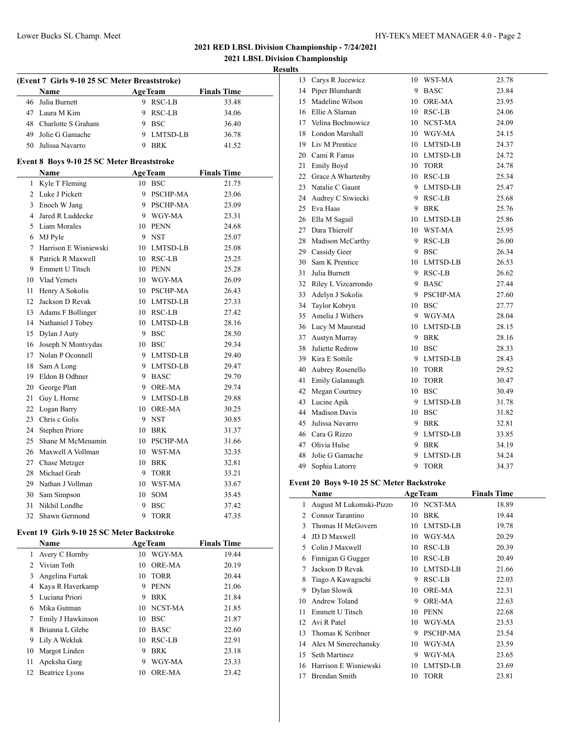## 2021 RED LBSL Division Championship - 7/24/2021

### 2021 LBSL Division Championship

**Results**

**(Event 7 Girls 9-10 25 SC Meter Breaststroke)**

| | Name | Age | Team | Finals Time |
|---|---|---|---|---|
| 46 | Julia Burnett | 9 | RSC-LB | 33.48 |
| 47 | Laura M Kim | 9 | RSC-LB | 34.06 |
| 48 | Charlotte S Graham | 9 | BSC | 36.40 |
| 49 | Jolie G Gamache | 9 | LMTSD-LB | 36.78 |
| 50 | Julissa Navarro | 9 | BRK | 41.52 |

**Event 8 Boys 9-10 25 SC Meter Breaststroke**

| | Name | Age | Team | Finals Time |
|---|---|---|---|---|
| 1 | Kyle T Fleming | 10 | BSC | 21.75 |
| 2 | Luke J Pickett | 9 | PSCHP-MA | 23.06 |
| 3 | Enoch W Jang | 9 | PSCHP-MA | 23.09 |
| 4 | Jared R Luddecke | 9 | WGY-MA | 23.31 |
| 5 | Liam Morales | 10 | PENN | 24.68 |
| 6 | MJ Pyle | 9 | NST | 25.07 |
| 7 | Harrison E Wisniewski | 10 | LMTSD-LB | 25.08 |
| 8 | Patrick R Maxwell | 10 | RSC-LB | 25.25 |
| 9 | Emmett U Titsch | 10 | PENN | 25.28 |
| 10 | Vlad Yemets | 10 | WGY-MA | 26.09 |
| 11 | Henry A Sokolis | 10 | PSCHP-MA | 26.43 |
| 12 | Jackson D Revak | 10 | LMTSD-LB | 27.33 |
| 13 | Adams F Bollinger | 10 | RSC-LB | 27.42 |
| 14 | Nathaniel J Tobey | 10 | LMTSD-LB | 28.16 |
| 15 | Dylan J Auty | 9 | BSC | 28.50 |
| 16 | Joseph N Montvydas | 10 | BSC | 29.34 |
| 17 | Nolan P Oconnell | 9 | LMTSD-LB | 29.40 |
| 18 | Sam A Long | 9 | LMTSD-LB | 29.47 |
| 19 | Eldon B Odhner | 9 | BASC | 29.70 |
| 20 | George Platt | 9 | ORE-MA | 29.74 |
| 21 | Guy L Horne | 9 | LMTSD-LB | 29.88 |
| 22 | Logan Barry | 10 | ORE-MA | 30.25 |
| 23 | Chris c Golis | 9 | NST | 30.85 |
| 24 | Stephen Priore | 10 | BRK | 31.37 |
| 25 | Shane M McMenamin | 10 | PSCHP-MA | 31.66 |
| 26 | Maxwell A Vollman | 10 | WST-MA | 32.35 |
| 27 | Chase Metzger | 10 | BRK | 32.81 |
| 28 | Michael Grab | 9 | TORR | 33.21 |
| 29 | Nathan J Vollman | 10 | WST-MA | 33.67 |
| 30 | Sam Simpson | 10 | SOM | 35.45 |
| 31 | Nikhil Londhe | 9 | BSC | 37.42 |
| 32 | Shawn Germond | 9 | TORR | 47.35 |

**Event 19 Girls 9-10 25 SC Meter Backstroke**

| | Name | Age | Team | Finals Time |
|---|---|---|---|---|
| 1 | Avery C Hornby | 10 | WGY-MA | 19.44 |
| 2 | Vivian Toth | 10 | ORE-MA | 20.19 |
| 3 | Angelina Furtak | 10 | TORR | 20.44 |
| 4 | Kaya R Haverkamp | 9 | PENN | 21.06 |
| 5 | Luciana Priori | 9 | BRK | 21.84 |
| 6 | Mika Gutman | 10 | NCST-MA | 21.85 |
| 7 | Emily J Hawkinson | 10 | BSC | 21.87 |
| 8 | Brianna L Glebe | 10 | BASC | 22.60 |
| 9 | Lily A Wekluk | 10 | RSC-LB | 22.91 |
| 10 | Margot Linden | 9 | BRK | 23.18 |
| 11 | Apeksha Garg | 9 | WGY-MA | 23.33 |
| 12 | Beatrice Lyons | 10 | ORE-MA | 23.42 |
| 13 | Carys R Jucewicz | 10 | WST-MA | 23.78 |
| 14 | Piper Blumhardt | 9 | BASC | 23.84 |
| 15 | Madeline Wilson | 10 | ORE-MA | 23.95 |
| 16 | Ellie A Slaman | 10 | RSC-LB | 24.06 |
| 17 | Velina Bochnowicz | 10 | NCST-MA | 24.09 |
| 18 | London Marshall | 10 | WGY-MA | 24.15 |
| 19 | Liv M Prentice | 10 | LMTSD-LB | 24.37 |
| 20 | Cami R Fanus | 10 | LMTSD-LB | 24.72 |
| 21 | Emily Boyd | 10 | TORR | 24.78 |
| 22 | Grace A Whartenby | 10 | RSC-LB | 25.34 |
| 23 | Natalie C Gaunt | 9 | LMTSD-LB | 25.47 |
| 24 | Audrey C Siwiecki | 9 | RSC-LB | 25.68 |
| 25 | Eva Haas | 9 | BRK | 25.76 |
| 26 | Ella M Saguil | 10 | LMTSD-LB | 25.86 |
| 27 | Dara Thierolf | 10 | WST-MA | 25.95 |
| 28 | Madison McCarthy | 9 | RSC-LB | 26.00 |
| 29 | Cassidy Geer | 9 | BSC | 26.34 |
| 30 | Sam K Prentice | 10 | LMTSD-LB | 26.53 |
| 31 | Julia Burnett | 9 | RSC-LB | 26.62 |
| 32 | Riley L Vizcarrondo | 9 | BASC | 27.44 |
| 33 | Adelyn J Sokolis | 9 | PSCHP-MA | 27.60 |
| 34 | Taylor Kobryn | 10 | BSC | 27.77 |
| 35 | Amelia J Withers | 9 | WGY-MA | 28.04 |
| 36 | Lucy M Maurstad | 10 | LMTSD-LB | 28.15 |
| 37 | Austyn Murray | 9 | BRK | 28.16 |
| 38 | Juliette Redrow | 10 | BSC | 28.33 |
| 39 | Kira E Sottile | 9 | LMTSD-LB | 28.43 |
| 40 | Aubrey Rosenello | 10 | TORR | 29.52 |
| 41 | Emily Galanaugh | 10 | TORR | 30.47 |
| 42 | Megan Courtney | 10 | BSC | 30.49 |
| 43 | Lucine Apik | 9 | LMTSD-LB | 31.78 |
| 44 | Madison Davis | 10 | BSC | 31.82 |
| 45 | Julissa Navarro | 9 | BRK | 32.81 |
| 46 | Cara G Rizzo | 9 | LMTSD-LB | 33.85 |
| 47 | Olivia Hulse | 9 | BRK | 34.19 |
| 48 | Jolie G Gamache | 9 | LMTSD-LB | 34.24 |
| 49 | Sophia Latorre | 9 | TORR | 34.37 |

**Event 20 Boys 9-10 25 SC Meter Backstroke**

| | Name | Age | Team | Finals Time |
|---|---|---|---|---|
| 1 | August M Lukomski-Pizzo | 10 | NCST-MA | 18.89 |
| 2 | Connor Tarantino | 10 | BRK | 19.44 |
| 3 | Thomas H McGovern | 10 | LMTSD-LB | 19.78 |
| 4 | JD D Maxwell | 10 | WGY-MA | 20.29 |
| 5 | Colin J Maxwell | 10 | RSC-LB | 20.39 |
| 6 | Finnigan G Gugger | 10 | RSC-LB | 20.49 |
| 7 | Jackson D Revak | 10 | LMTSD-LB | 21.66 |
| 8 | Tiago A Kawaguchi | 9 | RSC-LB | 22.03 |
| 9 | Dylan Slowik | 10 | ORE-MA | 22.31 |
| 10 | Andrew Toland | 9 | ORE-MA | 22.63 |
| 11 | Emmett U Titsch | 10 | PENN | 22.68 |
| 12 | Avi R Patel | 10 | WGY-MA | 23.53 |
| 13 | Thomas K Scribner | 9 | PSCHP-MA | 23.54 |
| 14 | Alex M Smerechansky | 10 | WGY-MA | 23.59 |
| 15 | Seth Martinez | 9 | WGY-MA | 23.65 |
| 16 | Harrison E Wisniewski | 10 | LMTSD-LB | 23.69 |
| 17 | Brendan Smith | 10 | TORR | 23.81 |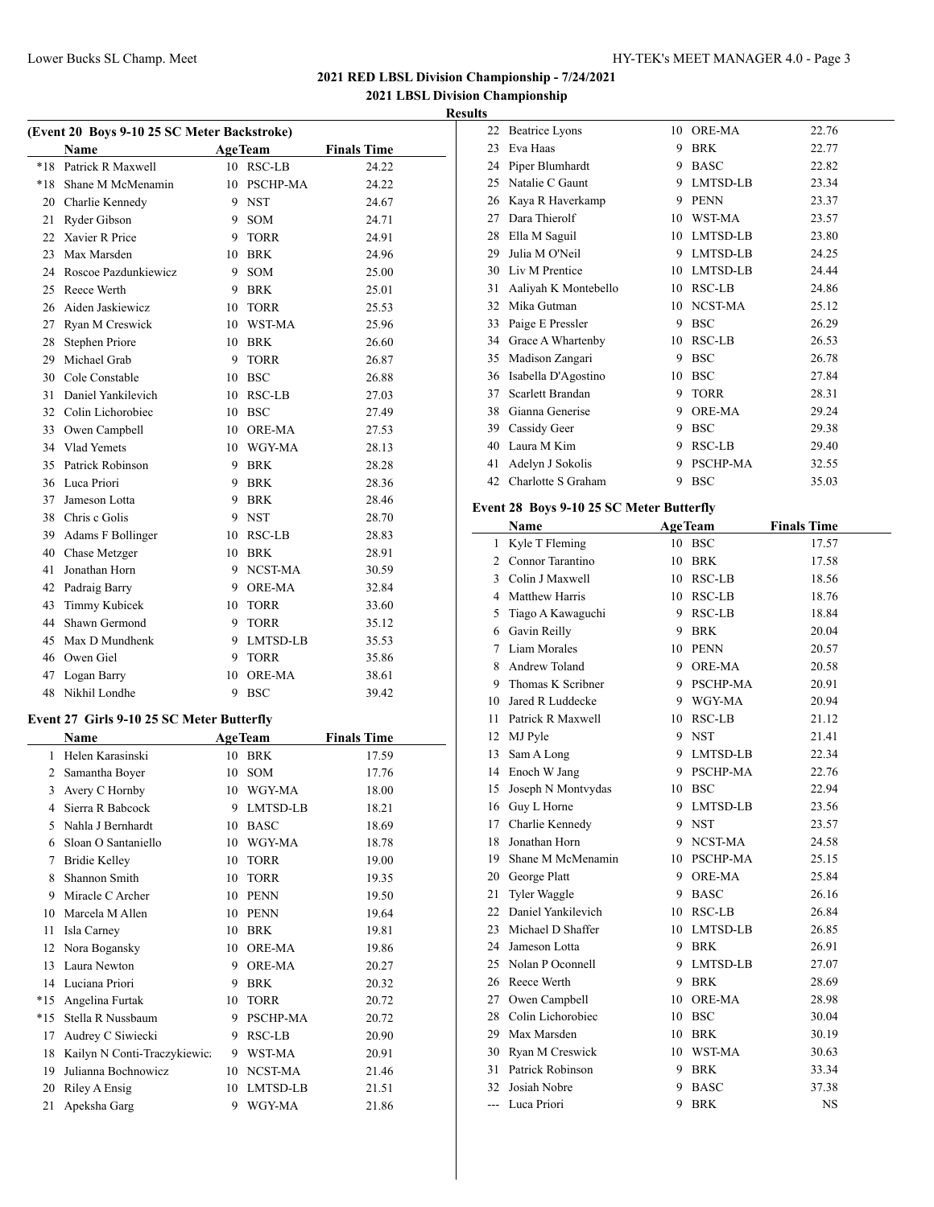## 2021 RED LBSL Division Championship - 7/24/2021

### 2021 LBSL Division Championship

**Results**

#### (Event 20 Boys 9-10 25 SC Meter Backstroke)

| | Name | Age | Team | Finals Time |
|---|---|---|---|---|
| *18 | Patrick R Maxwell | 10 | RSC-LB | 24.22 |
| *18 | Shane M McMenamin | 10 | PSCHP-MA | 24.22 |
| 20 | Charlie Kennedy | 9 | NST | 24.67 |
| 21 | Ryder Gibson | 9 | SOM | 24.71 |
| 22 | Xavier R Price | 9 | TORR | 24.91 |
| 23 | Max Marsden | 10 | BRK | 24.96 |
| 24 | Roscoe Pazdunkiewicz | 9 | SOM | 25.00 |
| 25 | Reece Werth | 9 | BRK | 25.01 |
| 26 | Aiden Jaskiewicz | 10 | TORR | 25.53 |
| 27 | Ryan M Creswick | 10 | WST-MA | 25.96 |
| 28 | Stephen Priore | 10 | BRK | 26.60 |
| 29 | Michael Grab | 9 | TORR | 26.87 |
| 30 | Cole Constable | 10 | BSC | 26.88 |
| 31 | Daniel Yankilevich | 10 | RSC-LB | 27.03 |
| 32 | Colin Lichorobiec | 10 | BSC | 27.49 |
| 33 | Owen Campbell | 10 | ORE-MA | 27.53 |
| 34 | Vlad Yemets | 10 | WGY-MA | 28.13 |
| 35 | Patrick Robinson | 9 | BRK | 28.28 |
| 36 | Luca Priori | 9 | BRK | 28.36 |
| 37 | Jameson Lotta | 9 | BRK | 28.46 |
| 38 | Chris c Golis | 9 | NST | 28.70 |
| 39 | Adams F Bollinger | 10 | RSC-LB | 28.83 |
| 40 | Chase Metzger | 10 | BRK | 28.91 |
| 41 | Jonathan Horn | 9 | NCST-MA | 30.59 |
| 42 | Padraig Barry | 9 | ORE-MA | 32.84 |
| 43 | Timmy Kubicek | 10 | TORR | 33.60 |
| 44 | Shawn Germond | 9 | TORR | 35.12 |
| 45 | Max D Mundhenk | 9 | LMTSD-LB | 35.53 |
| 46 | Owen Giel | 9 | TORR | 35.86 |
| 47 | Logan Barry | 10 | ORE-MA | 38.61 |
| 48 | Nikhil Londhe | 9 | BSC | 39.42 |

#### Event 27 Girls 9-10 25 SC Meter Butterfly

| | Name | Age | Team | Finals Time |
|---|---|---|---|---|
| 1 | Helen Karasinski | 10 | BRK | 17.59 |
| 2 | Samantha Boyer | 10 | SOM | 17.76 |
| 3 | Avery C Hornby | 10 | WGY-MA | 18.00 |
| 4 | Sierra R Babcock | 9 | LMTSD-LB | 18.21 |
| 5 | Nahla J Bernhardt | 10 | BASC | 18.69 |
| 6 | Sloan O Santaniello | 10 | WGY-MA | 18.78 |
| 7 | Bridie Kelley | 10 | TORR | 19.00 |
| 8 | Shannon Smith | 10 | TORR | 19.35 |
| 9 | Miracle C Archer | 10 | PENN | 19.50 |
| 10 | Marcela M Allen | 10 | PENN | 19.64 |
| 11 | Isla Carney | 10 | BRK | 19.81 |
| 12 | Nora Bogansky | 10 | ORE-MA | 19.86 |
| 13 | Laura Newton | 9 | ORE-MA | 20.27 |
| 14 | Luciana Priori | 9 | BRK | 20.32 |
| *15 | Angelina Furtak | 10 | TORR | 20.72 |
| *15 | Stella R Nussbaum | 9 | PSCHP-MA | 20.72 |
| 17 | Audrey C Siwiecki | 9 | RSC-LB | 20.90 |
| 18 | Kailyn N Conti-Traczykiewic: | 9 | WST-MA | 20.91 |
| 19 | Julianna Bochnowicz | 10 | NCST-MA | 21.46 |
| 20 | Riley A Ensig | 10 | LMTSD-LB | 21.51 |
| 21 | Apeksha Garg | 9 | WGY-MA | 21.86 |
| 22 | Beatrice Lyons | 10 | ORE-MA | 22.76 |
| 23 | Eva Haas | 9 | BRK | 22.77 |
| 24 | Piper Blumhardt | 9 | BASC | 22.82 |
| 25 | Natalie C Gaunt | 9 | LMTSD-LB | 23.34 |
| 26 | Kaya R Haverkamp | 9 | PENN | 23.37 |
| 27 | Dara Thierolf | 10 | WST-MA | 23.57 |
| 28 | Ella M Saguil | 10 | LMTSD-LB | 23.80 |
| 29 | Julia M O'Neil | 9 | LMTSD-LB | 24.25 |
| 30 | Liv M Prentice | 10 | LMTSD-LB | 24.44 |
| 31 | Aaliyah K Montebello | 10 | RSC-LB | 24.86 |
| 32 | Mika Gutman | 10 | NCST-MA | 25.12 |
| 33 | Paige E Pressler | 9 | BSC | 26.29 |
| 34 | Grace A Whartenby | 10 | RSC-LB | 26.53 |
| 35 | Madison Zangari | 9 | BSC | 26.78 |
| 36 | Isabella D'Agostino | 10 | BSC | 27.84 |
| 37 | Scarlett Brandan | 9 | TORR | 28.31 |
| 38 | Gianna Generise | 9 | ORE-MA | 29.24 |
| 39 | Cassidy Geer | 9 | BSC | 29.38 |
| 40 | Laura M Kim | 9 | RSC-LB | 29.40 |
| 41 | Adelyn J Sokolis | 9 | PSCHP-MA | 32.55 |
| 42 | Charlotte S Graham | 9 | BSC | 35.03 |

#### Event 28 Boys 9-10 25 SC Meter Butterfly

| | Name | Age | Team | Finals Time |
|---|---|---|---|---|
| 1 | Kyle T Fleming | 10 | BSC | 17.57 |
| 2 | Connor Tarantino | 10 | BRK | 17.58 |
| 3 | Colin J Maxwell | 10 | RSC-LB | 18.56 |
| 4 | Matthew Harris | 10 | RSC-LB | 18.76 |
| 5 | Tiago A Kawaguchi | 9 | RSC-LB | 18.84 |
| 6 | Gavin Reilly | 9 | BRK | 20.04 |
| 7 | Liam Morales | 10 | PENN | 20.57 |
| 8 | Andrew Toland | 9 | ORE-MA | 20.58 |
| 9 | Thomas K Scribner | 9 | PSCHP-MA | 20.91 |
| 10 | Jared R Luddecke | 9 | WGY-MA | 20.94 |
| 11 | Patrick R Maxwell | 10 | RSC-LB | 21.12 |
| 12 | MJ Pyle | 9 | NST | 21.41 |
| 13 | Sam A Long | 9 | LMTSD-LB | 22.34 |
| 14 | Enoch W Jang | 9 | PSCHP-MA | 22.76 |
| 15 | Joseph N Montvydas | 10 | BSC | 22.94 |
| 16 | Guy L Horne | 9 | LMTSD-LB | 23.56 |
| 17 | Charlie Kennedy | 9 | NST | 23.57 |
| 18 | Jonathan Horn | 9 | NCST-MA | 24.58 |
| 19 | Shane M McMenamin | 10 | PSCHP-MA | 25.15 |
| 20 | George Platt | 9 | ORE-MA | 25.84 |
| 21 | Tyler Waggle | 9 | BASC | 26.16 |
| 22 | Daniel Yankilevich | 10 | RSC-LB | 26.84 |
| 23 | Michael D Shaffer | 10 | LMTSD-LB | 26.85 |
| 24 | Jameson Lotta | 9 | BRK | 26.91 |
| 25 | Nolan P Oconnell | 9 | LMTSD-LB | 27.07 |
| 26 | Reece Werth | 9 | BRK | 28.69 |
| 27 | Owen Campbell | 10 | ORE-MA | 28.98 |
| 28 | Colin Lichorobiec | 10 | BSC | 30.04 |
| 29 | Max Marsden | 10 | BRK | 30.19 |
| 30 | Ryan M Creswick | 10 | WST-MA | 30.63 |
| 31 | Patrick Robinson | 9 | BRK | 33.34 |
| 32 | Josiah Nobre | 9 | BASC | 37.38 |
| --- | Luca Priori | 9 | BRK | NS |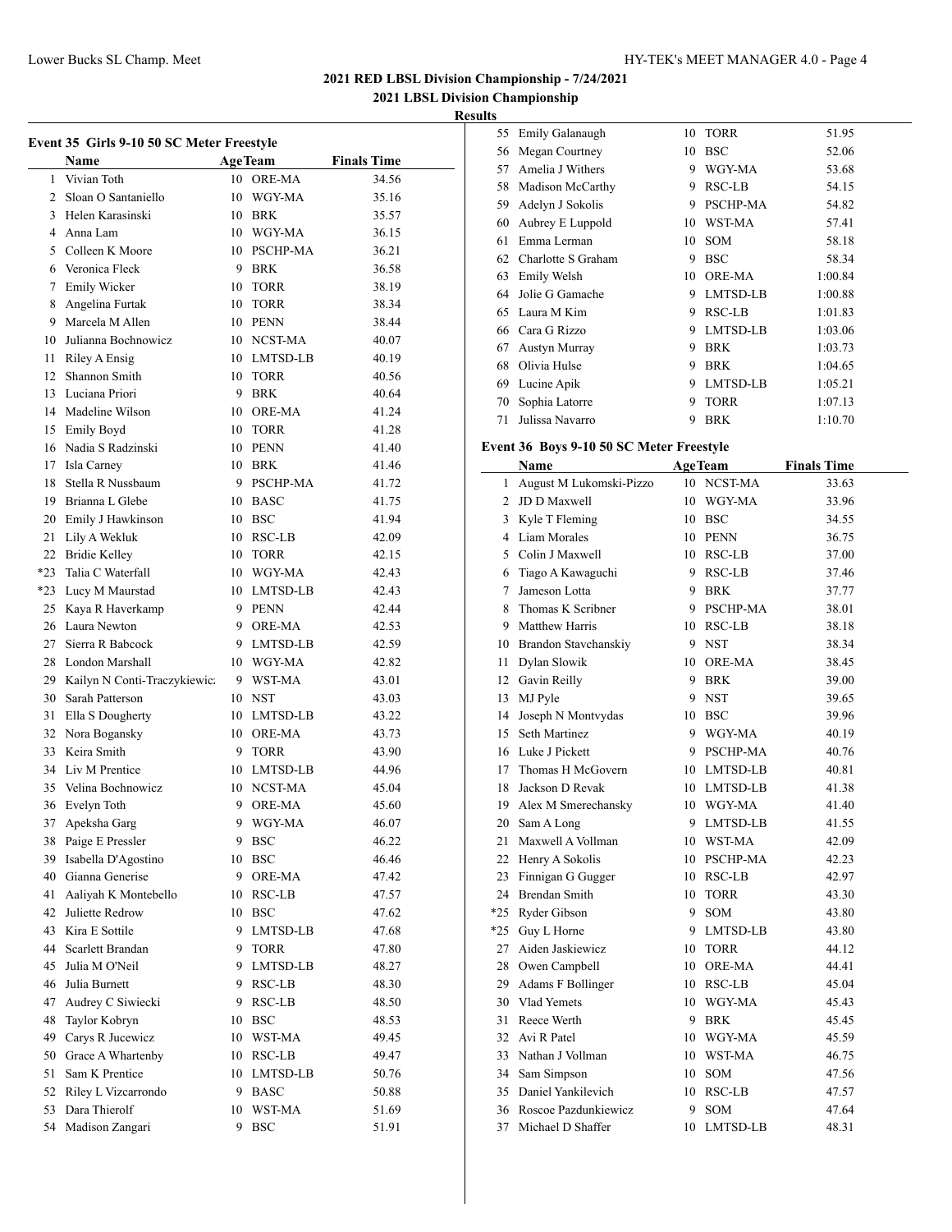# 2021 RED LBSL Division Championship - 7/24/2021

## 2021 LBSL Division Championship

### Results

#### Event 35 Girls 9-10 50 SC Meter Freestyle

| | Name | Age | Team | Finals Time |
|---|---|---|---|---|
| 1 | Vivian Toth | 10 | ORE-MA | 34.56 |
| 2 | Sloan O Santaniello | 10 | WGY-MA | 35.16 |
| 3 | Helen Karasinski | 10 | BRK | 35.57 |
| 4 | Anna Lam | 10 | WGY-MA | 36.15 |
| 5 | Colleen K Moore | 10 | PSCHP-MA | 36.21 |
| 6 | Veronica Fleck | 9 | BRK | 36.58 |
| 7 | Emily Wicker | 10 | TORR | 38.19 |
| 8 | Angelina Furtak | 10 | TORR | 38.34 |
| 9 | Marcela M Allen | 10 | PENN | 38.44 |
| 10 | Julianna Bochnowicz | 10 | NCST-MA | 40.07 |
| 11 | Riley A Ensig | 10 | LMTSD-LB | 40.19 |
| 12 | Shannon Smith | 10 | TORR | 40.56 |
| 13 | Luciana Priori | 9 | BRK | 40.64 |
| 14 | Madeline Wilson | 10 | ORE-MA | 41.24 |
| 15 | Emily Boyd | 10 | TORR | 41.28 |
| 16 | Nadia S Radzinski | 10 | PENN | 41.40 |
| 17 | Isla Carney | 10 | BRK | 41.46 |
| 18 | Stella R Nussbaum | 9 | PSCHP-MA | 41.72 |
| 19 | Brianna L Glebe | 10 | BASC | 41.75 |
| 20 | Emily J Hawkinson | 10 | BSC | 41.94 |
| 21 | Lily A Wekluk | 10 | RSC-LB | 42.09 |
| 22 | Bridie Kelley | 10 | TORR | 42.15 |
| *23 | Talia C Waterfall | 10 | WGY-MA | 42.43 |
| *23 | Lucy M Maurstad | 10 | LMTSD-LB | 42.43 |
| 25 | Kaya R Haverkamp | 9 | PENN | 42.44 |
| 26 | Laura Newton | 9 | ORE-MA | 42.53 |
| 27 | Sierra R Babcock | 9 | LMTSD-LB | 42.59 |
| 28 | London Marshall | 10 | WGY-MA | 42.82 |
| 29 | Kailyn N Conti-Traczykiewic: | 9 | WST-MA | 43.01 |
| 30 | Sarah Patterson | 10 | NST | 43.03 |
| 31 | Ella S Dougherty | 10 | LMTSD-LB | 43.22 |
| 32 | Nora Bogansky | 10 | ORE-MA | 43.73 |
| 33 | Keira Smith | 9 | TORR | 43.90 |
| 34 | Liv M Prentice | 10 | LMTSD-LB | 44.96 |
| 35 | Velina Bochnowicz | 10 | NCST-MA | 45.04 |
| 36 | Evelyn Toth | 9 | ORE-MA | 45.60 |
| 37 | Apeksha Garg | 9 | WGY-MA | 46.07 |
| 38 | Paige E Pressler | 9 | BSC | 46.22 |
| 39 | Isabella D'Agostino | 10 | BSC | 46.46 |
| 40 | Gianna Generise | 9 | ORE-MA | 47.42 |
| 41 | Aaliyah K Montebello | 10 | RSC-LB | 47.57 |
| 42 | Juliette Redrow | 10 | BSC | 47.62 |
| 43 | Kira E Sottile | 9 | LMTSD-LB | 47.68 |
| 44 | Scarlett Brandan | 9 | TORR | 47.80 |
| 45 | Julia M O'Neil | 9 | LMTSD-LB | 48.27 |
| 46 | Julia Burnett | 9 | RSC-LB | 48.30 |
| 47 | Audrey C Siwiecki | 9 | RSC-LB | 48.50 |
| 48 | Taylor Kobryn | 10 | BSC | 48.53 |
| 49 | Carys R Jucewicz | 10 | WST-MA | 49.45 |
| 50 | Grace A Whartenby | 10 | RSC-LB | 49.47 |
| 51 | Sam K Prentice | 10 | LMTSD-LB | 50.76 |
| 52 | Riley L Vizcarrondo | 9 | BASC | 50.88 |
| 53 | Dara Thierolf | 10 | WST-MA | 51.69 |
| 54 | Madison Zangari | 9 | BSC | 51.91 |
| 55 | Emily Galanaugh | 10 | TORR | 51.95 |
| 56 | Megan Courtney | 10 | BSC | 52.06 |
| 57 | Amelia J Withers | 9 | WGY-MA | 53.68 |
| 58 | Madison McCarthy | 9 | RSC-LB | 54.15 |
| 59 | Adelyn J Sokolis | 9 | PSCHP-MA | 54.82 |
| 60 | Aubrey E Luppold | 10 | WST-MA | 57.41 |
| 61 | Emma Lerman | 10 | SOM | 58.18 |
| 62 | Charlotte S Graham | 9 | BSC | 58.34 |
| 63 | Emily Welsh | 10 | ORE-MA | 1:00.84 |
| 64 | Jolie G Gamache | 9 | LMTSD-LB | 1:00.88 |
| 65 | Laura M Kim | 9 | RSC-LB | 1:01.83 |
| 66 | Cara G Rizzo | 9 | LMTSD-LB | 1:03.06 |
| 67 | Austyn Murray | 9 | BRK | 1:03.73 |
| 68 | Olivia Hulse | 9 | BRK | 1:04.65 |
| 69 | Lucine Apik | 9 | LMTSD-LB | 1:05.21 |
| 70 | Sophia Latorre | 9 | TORR | 1:07.13 |
| 71 | Julissa Navarro | 9 | BRK | 1:10.70 |

#### Event 36 Boys 9-10 50 SC Meter Freestyle

| | Name | Age | Team | Finals Time |
|---|---|---|---|---|
| 1 | August M Lukomski-Pizzo | 10 | NCST-MA | 33.63 |
| 2 | JD D Maxwell | 10 | WGY-MA | 33.96 |
| 3 | Kyle T Fleming | 10 | BSC | 34.55 |
| 4 | Liam Morales | 10 | PENN | 36.75 |
| 5 | Colin J Maxwell | 10 | RSC-LB | 37.00 |
| 6 | Tiago A Kawaguchi | 9 | RSC-LB | 37.46 |
| 7 | Jameson Lotta | 9 | BRK | 37.77 |
| 8 | Thomas K Scribner | 9 | PSCHP-MA | 38.01 |
| 9 | Matthew Harris | 10 | RSC-LB | 38.18 |
| 10 | Brandon Stavchanskiy | 9 | NST | 38.34 |
| 11 | Dylan Slowik | 10 | ORE-MA | 38.45 |
| 12 | Gavin Reilly | 9 | BRK | 39.00 |
| 13 | MJ Pyle | 9 | NST | 39.65 |
| 14 | Joseph N Montvydas | 10 | BSC | 39.96 |
| 15 | Seth Martinez | 9 | WGY-MA | 40.19 |
| 16 | Luke J Pickett | 9 | PSCHP-MA | 40.76 |
| 17 | Thomas H McGovern | 10 | LMTSD-LB | 40.81 |
| 18 | Jackson D Revak | 10 | LMTSD-LB | 41.38 |
| 19 | Alex M Smerechansky | 10 | WGY-MA | 41.40 |
| 20 | Sam A Long | 9 | LMTSD-LB | 41.55 |
| 21 | Maxwell A Vollman | 10 | WST-MA | 42.09 |
| 22 | Henry A Sokolis | 10 | PSCHP-MA | 42.23 |
| 23 | Finnigan G Gugger | 10 | RSC-LB | 42.97 |
| 24 | Brendan Smith | 10 | TORR | 43.30 |
| *25 | Ryder Gibson | 9 | SOM | 43.80 |
| *25 | Guy L Horne | 9 | LMTSD-LB | 43.80 |
| 27 | Aiden Jaskiewicz | 10 | TORR | 44.12 |
| 28 | Owen Campbell | 10 | ORE-MA | 44.41 |
| 29 | Adams F Bollinger | 10 | RSC-LB | 45.04 |
| 30 | Vlad Yemets | 10 | WGY-MA | 45.43 |
| 31 | Reece Werth | 9 | BRK | 45.45 |
| 32 | Avi R Patel | 10 | WGY-MA | 45.59 |
| 33 | Nathan J Vollman | 10 | WST-MA | 46.75 |
| 34 | Sam Simpson | 10 | SOM | 47.56 |
| 35 | Daniel Yankilevich | 10 | RSC-LB | 47.57 |
| 36 | Roscoe Pazdunkiewicz | 9 | SOM | 47.64 |
| 37 | Michael D Shaffer | 10 | LMTSD-LB | 48.31 |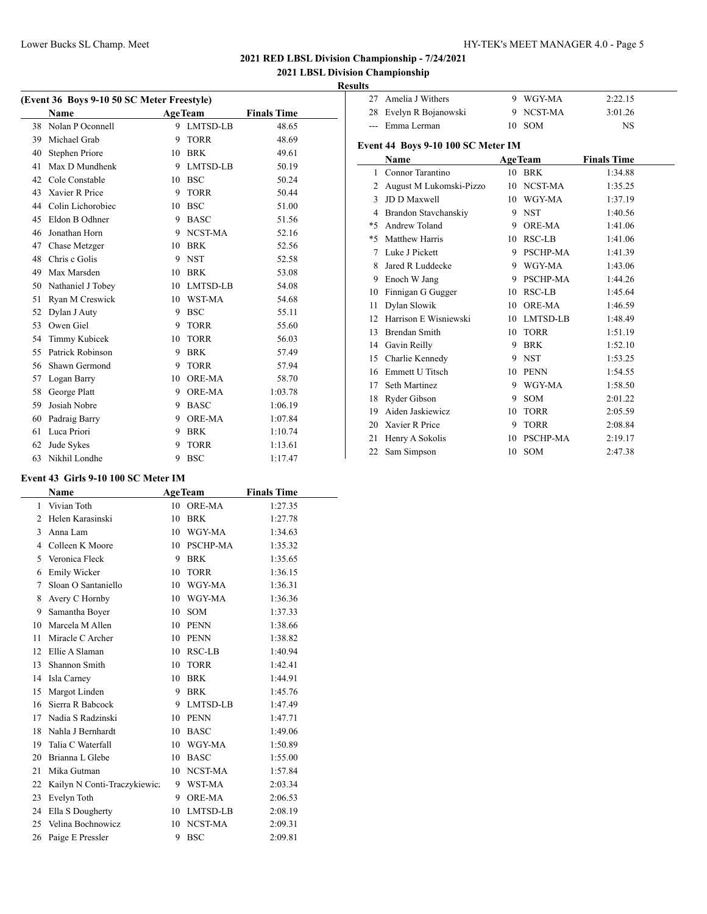## 2021 RED LBSL Division Championship - 7/24/2021

### 2021 LBSL Division Championship

**Results**

#### (Event 36 Boys 9-10 50 SC Meter Freestyle)

| | Name | Age | Team | Finals Time |
|---|---|---|---|---|
| 38 | Nolan P Oconnell | 9 | LMTSD-LB | 48.65 |
| 39 | Michael Grab | 9 | TORR | 48.69 |
| 40 | Stephen Priore | 10 | BRK | 49.61 |
| 41 | Max D Mundhenk | 9 | LMTSD-LB | 50.19 |
| 42 | Cole Constable | 10 | BSC | 50.24 |
| 43 | Xavier R Price | 9 | TORR | 50.44 |
| 44 | Colin Lichorobiec | 10 | BSC | 51.00 |
| 45 | Eldon B Odhner | 9 | BASC | 51.56 |
| 46 | Jonathan Horn | 9 | NCST-MA | 52.16 |
| 47 | Chase Metzger | 10 | BRK | 52.56 |
| 48 | Chris c Golis | 9 | NST | 52.58 |
| 49 | Max Marsden | 10 | BRK | 53.08 |
| 50 | Nathaniel J Tobey | 10 | LMTSD-LB | 54.08 |
| 51 | Ryan M Creswick | 10 | WST-MA | 54.68 |
| 52 | Dylan J Auty | 9 | BSC | 55.11 |
| 53 | Owen Giel | 9 | TORR | 55.60 |
| 54 | Timmy Kubicek | 10 | TORR | 56.03 |
| 55 | Patrick Robinson | 9 | BRK | 57.49 |
| 56 | Shawn Germond | 9 | TORR | 57.94 |
| 57 | Logan Barry | 10 | ORE-MA | 58.70 |
| 58 | George Platt | 9 | ORE-MA | 1:03.78 |
| 59 | Josiah Nobre | 9 | BASC | 1:06.19 |
| 60 | Padraig Barry | 9 | ORE-MA | 1:07.84 |
| 61 | Luca Priori | 9 | BRK | 1:10.74 |
| 62 | Jude Sykes | 9 | TORR | 1:13.61 |
| 63 | Nikhil Londhe | 9 | BSC | 1:17.47 |

#### Event 43 Girls 9-10 100 SC Meter IM

| | Name | Age | Team | Finals Time |
|---|---|---|---|---|
| 1 | Vivian Toth | 10 | ORE-MA | 1:27.35 |
| 2 | Helen Karasinski | 10 | BRK | 1:27.78 |
| 3 | Anna Lam | 10 | WGY-MA | 1:34.63 |
| 4 | Colleen K Moore | 10 | PSCHP-MA | 1:35.32 |
| 5 | Veronica Fleck | 9 | BRK | 1:35.65 |
| 6 | Emily Wicker | 10 | TORR | 1:36.15 |
| 7 | Sloan O Santaniello | 10 | WGY-MA | 1:36.31 |
| 8 | Avery C Hornby | 10 | WGY-MA | 1:36.36 |
| 9 | Samantha Boyer | 10 | SOM | 1:37.33 |
| 10 | Marcela M Allen | 10 | PENN | 1:38.66 |
| 11 | Miracle C Archer | 10 | PENN | 1:38.82 |
| 12 | Ellie A Slaman | 10 | RSC-LB | 1:40.94 |
| 13 | Shannon Smith | 10 | TORR | 1:42.41 |
| 14 | Isla Carney | 10 | BRK | 1:44.91 |
| 15 | Margot Linden | 9 | BRK | 1:45.76 |
| 16 | Sierra R Babcock | 9 | LMTSD-LB | 1:47.49 |
| 17 | Nadia S Radzinski | 10 | PENN | 1:47.71 |
| 18 | Nahla J Bernhardt | 10 | BASC | 1:49.06 |
| 19 | Talia C Waterfall | 10 | WGY-MA | 1:50.89 |
| 20 | Brianna L Glebe | 10 | BASC | 1:55.00 |
| 21 | Mika Gutman | 10 | NCST-MA | 1:57.84 |
| 22 | Kailyn N Conti-Traczykiewic: | 9 | WST-MA | 2:03.34 |
| 23 | Evelyn Toth | 9 | ORE-MA | 2:06.53 |
| 24 | Ella S Dougherty | 10 | LMTSD-LB | 2:08.19 |
| 25 | Velina Bochnowicz | 10 | NCST-MA | 2:09.31 |
| 26 | Paige E Pressler | 9 | BSC | 2:09.81 |
| 27 | Amelia J Withers | 9 | WGY-MA | 2:22.15 |
| 28 | Evelyn R Bojanowski | 9 | NCST-MA | 3:01.26 |
| --- | Emma Lerman | 10 | SOM | NS |

#### Event 44 Boys 9-10 100 SC Meter IM

| | Name | Age | Team | Finals Time |
|---|---|---|---|---|
| 1 | Connor Tarantino | 10 | BRK | 1:34.88 |
| 2 | August M Lukomski-Pizzo | 10 | NCST-MA | 1:35.25 |
| 3 | JD D Maxwell | 10 | WGY-MA | 1:37.19 |
| 4 | Brandon Stavchanskiy | 9 | NST | 1:40.56 |
| *5 | Andrew Toland | 9 | ORE-MA | 1:41.06 |
| *5 | Matthew Harris | 10 | RSC-LB | 1:41.06 |
| 7 | Luke J Pickett | 9 | PSCHP-MA | 1:41.39 |
| 8 | Jared R Luddecke | 9 | WGY-MA | 1:43.06 |
| 9 | Enoch W Jang | 9 | PSCHP-MA | 1:44.26 |
| 10 | Finnigan G Gugger | 10 | RSC-LB | 1:45.64 |
| 11 | Dylan Slowik | 10 | ORE-MA | 1:46.59 |
| 12 | Harrison E Wisniewski | 10 | LMTSD-LB | 1:48.49 |
| 13 | Brendan Smith | 10 | TORR | 1:51.19 |
| 14 | Gavin Reilly | 9 | BRK | 1:52.10 |
| 15 | Charlie Kennedy | 9 | NST | 1:53.25 |
| 16 | Emmett U Titsch | 10 | PENN | 1:54.55 |
| 17 | Seth Martinez | 9 | WGY-MA | 1:58.50 |
| 18 | Ryder Gibson | 9 | SOM | 2:01.22 |
| 19 | Aiden Jaskiewicz | 10 | TORR | 2:05.59 |
| 20 | Xavier R Price | 9 | TORR | 2:08.84 |
| 21 | Henry A Sokolis | 10 | PSCHP-MA | 2:19.17 |
| 22 | Sam Simpson | 10 | SOM | 2:47.38 |